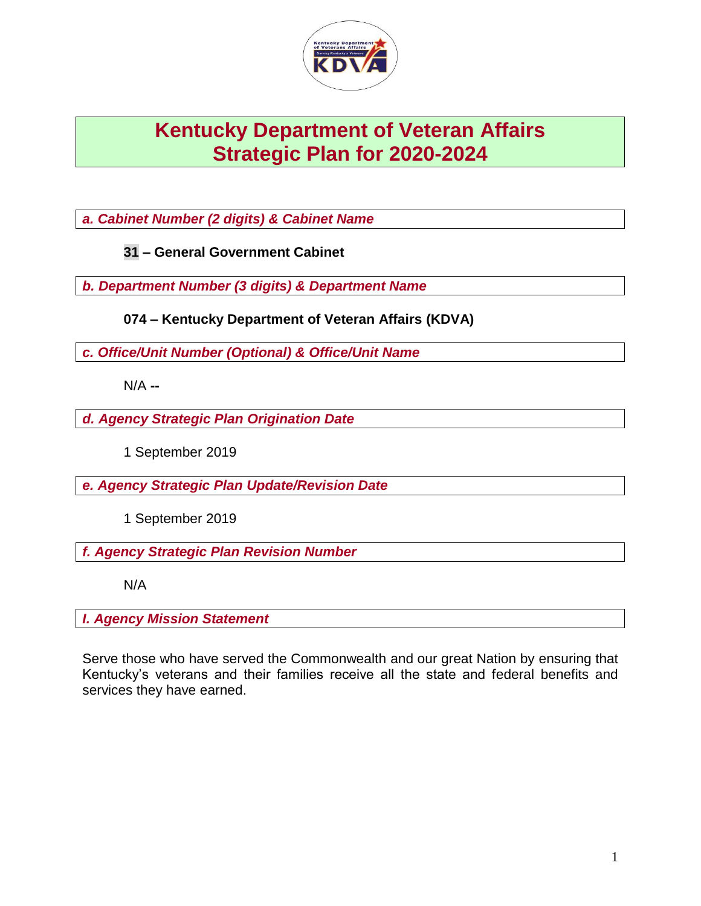# Kentucky Department of Veteran Affairs Strategic Plan for 2020-2024

***a. Cabinet Number (2 digits) & Cabinet Name***

**31 – General Government Cabinet**

***b. Department Number (3 digits) & Department Name***

**074 – Kentucky Department of Veteran Affairs (KDVA)**

***c. Office/Unit Number (Optional) & Office/Unit Name***

N/A **--**

***d. Agency Strategic Plan Origination Date***

1 September 2019

***e. Agency Strategic Plan Update/Revision Date***

1 September 2019

***f. Agency Strategic Plan Revision Number***

N/A

***I. Agency Mission Statement***

Serve those who have served the Commonwealth and our great Nation by ensuring that Kentucky's veterans and their families receive all the state and federal benefits and services they have earned.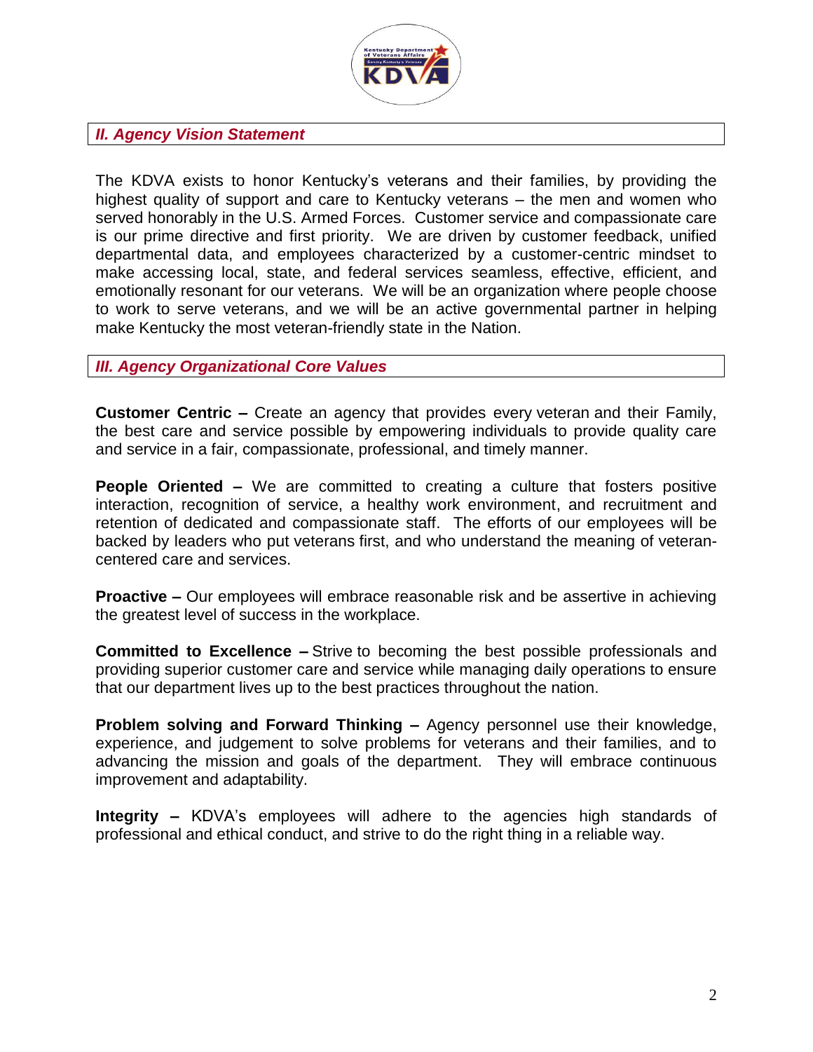## *II. Agency Vision Statement*

The KDVA exists to honor Kentucky's veterans and their families, by providing the highest quality of support and care to Kentucky veterans – the men and women who served honorably in the U.S. Armed Forces. Customer service and compassionate care is our prime directive and first priority. We are driven by customer feedback, unified departmental data, and employees characterized by a customer-centric mindset to make accessing local, state, and federal services seamless, effective, efficient, and emotionally resonant for our veterans. We will be an organization where people choose to work to serve veterans, and we will be an active governmental partner in helping make Kentucky the most veteran-friendly state in the Nation.

## *III. Agency Organizational Core Values*

**Customer Centric –** Create an agency that provides every veteran and their Family, the best care and service possible by empowering individuals to provide quality care and service in a fair, compassionate, professional, and timely manner.

**People Oriented –** We are committed to creating a culture that fosters positive interaction, recognition of service, a healthy work environment, and recruitment and retention of dedicated and compassionate staff. The efforts of our employees will be backed by leaders who put veterans first, and who understand the meaning of veteran-centered care and services.

**Proactive –** Our employees will embrace reasonable risk and be assertive in achieving the greatest level of success in the workplace.

**Committed to Excellence –** Strive to becoming the best possible professionals and providing superior customer care and service while managing daily operations to ensure that our department lives up to the best practices throughout the nation.

**Problem solving and Forward Thinking –** Agency personnel use their knowledge, experience, and judgement to solve problems for veterans and their families, and to advancing the mission and goals of the department. They will embrace continuous improvement and adaptability.

**Integrity –** KDVA's employees will adhere to the agencies high standards of professional and ethical conduct, and strive to do the right thing in a reliable way.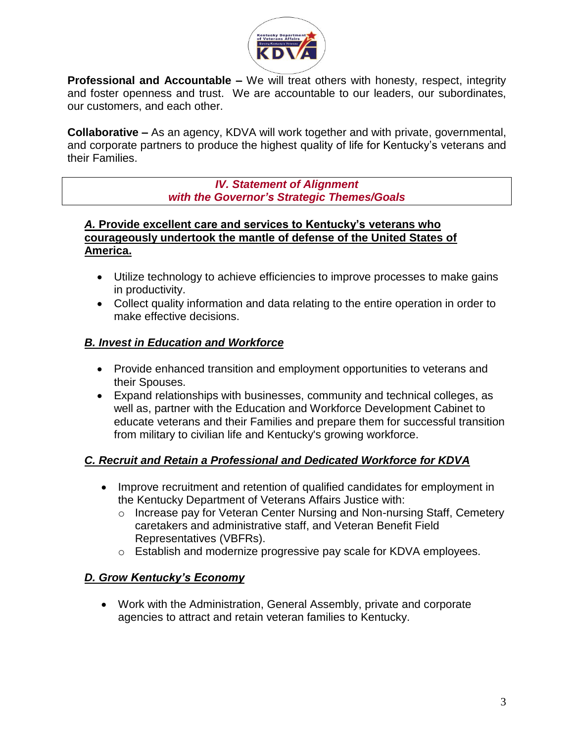**Professional and Accountable –** We will treat others with honesty, respect, integrity and foster openness and trust. We are accountable to our leaders, our subordinates, our customers, and each other.

**Collaborative –** As an agency, KDVA will work together and with private, governmental, and corporate partners to produce the highest quality of life for Kentucky's veterans and their Families.

## *IV. Statement of Alignment with the Governor's Strategic Themes/Goals*

### *A.* Provide excellent care and services to Kentucky's veterans who courageously undertook the mantle of defense of the United States of America.

- Utilize technology to achieve efficiencies to improve processes to make gains in productivity.
- Collect quality information and data relating to the entire operation in order to make effective decisions.

### *B. Invest in Education and Workforce*

- Provide enhanced transition and employment opportunities to veterans and their Spouses.
- Expand relationships with businesses, community and technical colleges, as well as, partner with the Education and Workforce Development Cabinet to educate veterans and their Families and prepare them for successful transition from military to civilian life and Kentucky's growing workforce.

### *C. Recruit and Retain a Professional and Dedicated Workforce for KDVA*

- Improve recruitment and retention of qualified candidates for employment in the Kentucky Department of Veterans Affairs Justice with:
  - Increase pay for Veteran Center Nursing and Non-nursing Staff, Cemetery caretakers and administrative staff, and Veteran Benefit Field Representatives (VBFRs).
  - Establish and modernize progressive pay scale for KDVA employees.

### *D. Grow Kentucky's Economy*

- Work with the Administration, General Assembly, private and corporate agencies to attract and retain veteran families to Kentucky.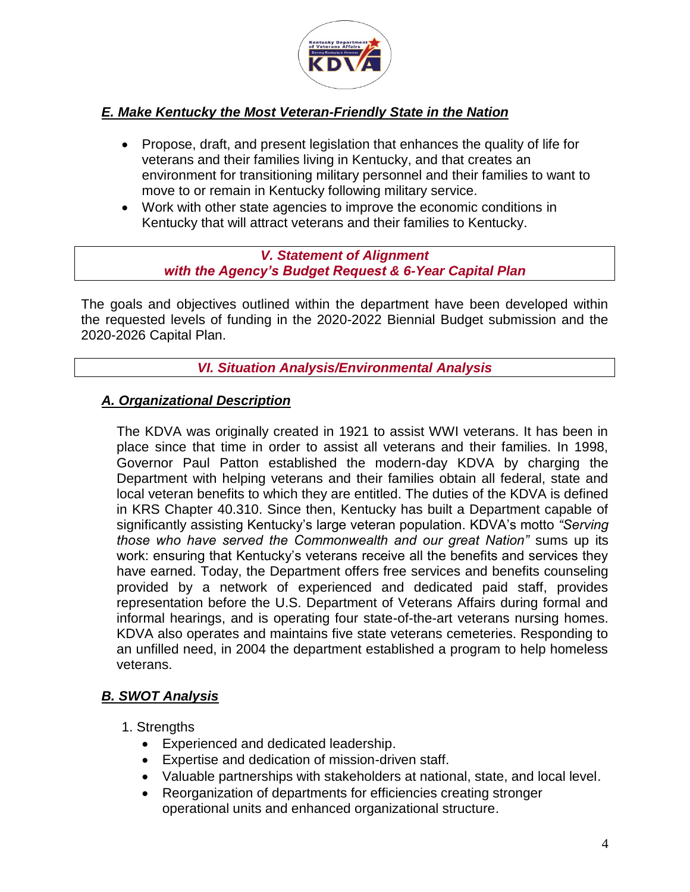### *E. Make Kentucky the Most Veteran-Friendly State in the Nation*

- Propose, draft, and present legislation that enhances the quality of life for veterans and their families living in Kentucky, and that creates an environment for transitioning military personnel and their families to want to move to or remain in Kentucky following military service.
- Work with other state agencies to improve the economic conditions in Kentucky that will attract veterans and their families to Kentucky.

## *V. Statement of Alignment with the Agency's Budget Request & 6-Year Capital Plan*

The goals and objectives outlined within the department have been developed within the requested levels of funding in the 2020-2022 Biennial Budget submission and the 2020-2026 Capital Plan.

## *VI. Situation Analysis/Environmental Analysis*

### *A. Organizational Description*

The KDVA was originally created in 1921 to assist WWI veterans. It has been in place since that time in order to assist all veterans and their families. In 1998, Governor Paul Patton established the modern-day KDVA by charging the Department with helping veterans and their families obtain all federal, state and local veteran benefits to which they are entitled. The duties of the KDVA is defined in KRS Chapter 40.310. Since then, Kentucky has built a Department capable of significantly assisting Kentucky's large veteran population. KDVA's motto *"Serving those who have served the Commonwealth and our great Nation"* sums up its work: ensuring that Kentucky's veterans receive all the benefits and services they have earned. Today, the Department offers free services and benefits counseling provided by a network of experienced and dedicated paid staff, provides representation before the U.S. Department of Veterans Affairs during formal and informal hearings, and is operating four state-of-the-art veterans nursing homes. KDVA also operates and maintains five state veterans cemeteries. Responding to an unfilled need, in 2004 the department established a program to help homeless veterans.

### *B. SWOT Analysis*

1. Strengths
   - Experienced and dedicated leadership.
   - Expertise and dedication of mission-driven staff.
   - Valuable partnerships with stakeholders at national, state, and local level.
   - Reorganization of departments for efficiencies creating stronger operational units and enhanced organizational structure.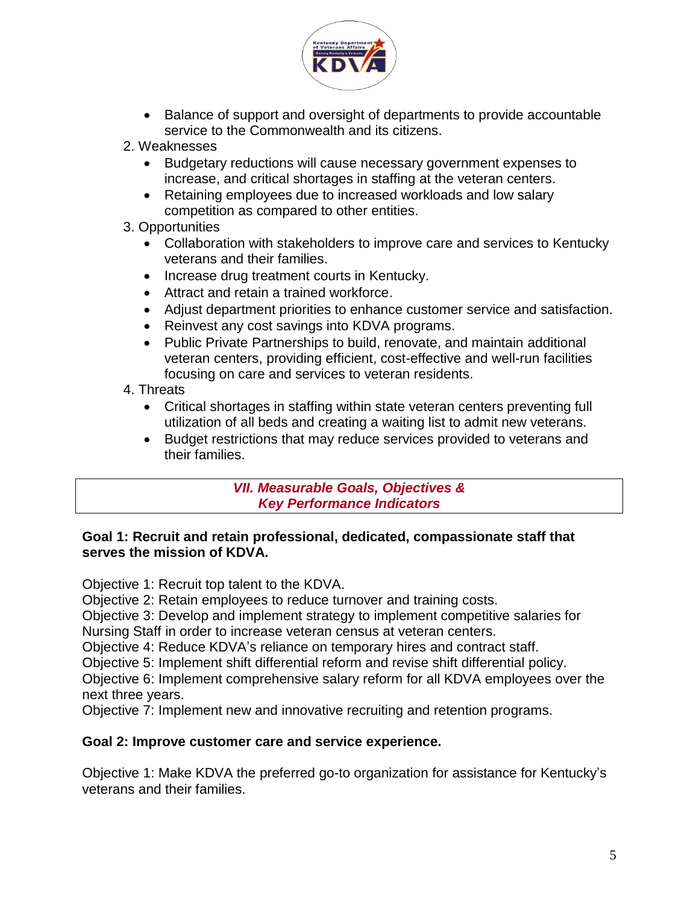- Balance of support and oversight of departments to provide accountable service to the Commonwealth and its citizens.

2. Weaknesses
   - Budgetary reductions will cause necessary government expenses to increase, and critical shortages in staffing at the veteran centers.
   - Retaining employees due to increased workloads and low salary competition as compared to other entities.
3. Opportunities
   - Collaboration with stakeholders to improve care and services to Kentucky veterans and their families.
   - Increase drug treatment courts in Kentucky.
   - Attract and retain a trained workforce.
   - Adjust department priorities to enhance customer service and satisfaction.
   - Reinvest any cost savings into KDVA programs.
   - Public Private Partnerships to build, renovate, and maintain additional veteran centers, providing efficient, cost-effective and well-run facilities focusing on care and services to veteran residents.
4. Threats
   - Critical shortages in staffing within state veteran centers preventing full utilization of all beds and creating a waiting list to admit new veterans.
   - Budget restrictions that may reduce services provided to veterans and their families.

## *VII. Measurable Goals, Objectives & Key Performance Indicators*

**Goal 1: Recruit and retain professional, dedicated, compassionate staff that serves the mission of KDVA.**

Objective 1: Recruit top talent to the KDVA.
Objective 2: Retain employees to reduce turnover and training costs.
Objective 3: Develop and implement strategy to implement competitive salaries for Nursing Staff in order to increase veteran census at veteran centers.
Objective 4: Reduce KDVA's reliance on temporary hires and contract staff.
Objective 5: Implement shift differential reform and revise shift differential policy.
Objective 6: Implement comprehensive salary reform for all KDVA employees over the next three years.
Objective 7: Implement new and innovative recruiting and retention programs.

**Goal 2: Improve customer care and service experience.**

Objective 1: Make KDVA the preferred go-to organization for assistance for Kentucky's veterans and their families.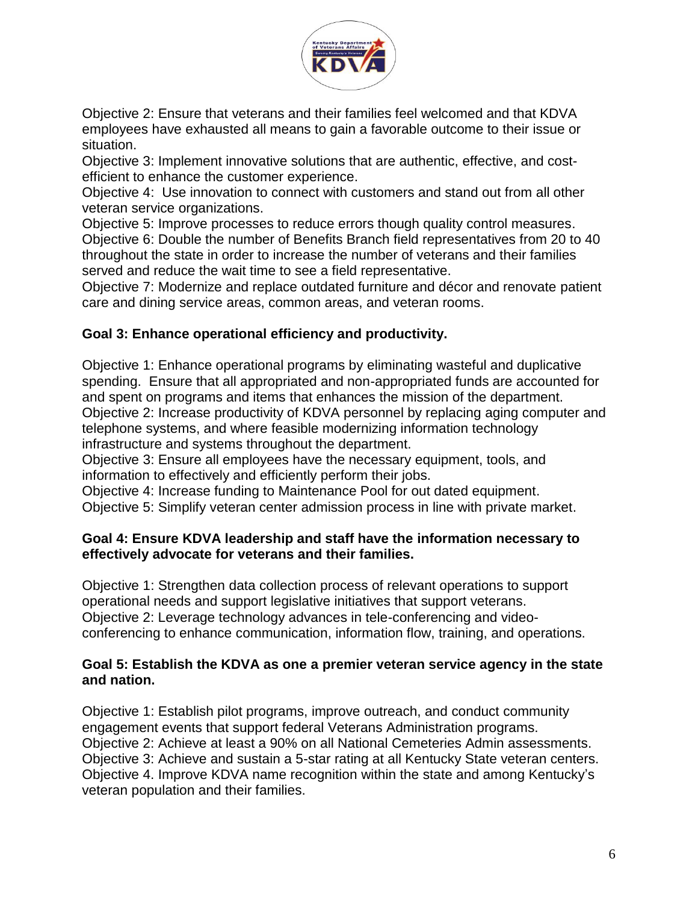Objective 2: Ensure that veterans and their families feel welcomed and that KDVA employees have exhausted all means to gain a favorable outcome to their issue or situation.
Objective 3: Implement innovative solutions that are authentic, effective, and cost-efficient to enhance the customer experience.
Objective 4: Use innovation to connect with customers and stand out from all other veteran service organizations.
Objective 5: Improve processes to reduce errors though quality control measures.
Objective 6: Double the number of Benefits Branch field representatives from 20 to 40 throughout the state in order to increase the number of veterans and their families served and reduce the wait time to see a field representative.
Objective 7: Modernize and replace outdated furniture and décor and renovate patient care and dining service areas, common areas, and veteran rooms.

**Goal 3: Enhance operational efficiency and productivity.**

Objective 1: Enhance operational programs by eliminating wasteful and duplicative spending. Ensure that all appropriated and non-appropriated funds are accounted for and spent on programs and items that enhances the mission of the department.
Objective 2: Increase productivity of KDVA personnel by replacing aging computer and telephone systems, and where feasible modernizing information technology infrastructure and systems throughout the department.
Objective 3: Ensure all employees have the necessary equipment, tools, and information to effectively and efficiently perform their jobs.
Objective 4: Increase funding to Maintenance Pool for out dated equipment.
Objective 5: Simplify veteran center admission process in line with private market.

**Goal 4: Ensure KDVA leadership and staff have the information necessary to effectively advocate for veterans and their families.**

Objective 1: Strengthen data collection process of relevant operations to support operational needs and support legislative initiatives that support veterans.
Objective 2: Leverage technology advances in tele-conferencing and video-conferencing to enhance communication, information flow, training, and operations.

**Goal 5: Establish the KDVA as one a premier veteran service agency in the state and nation.**

Objective 1: Establish pilot programs, improve outreach, and conduct community engagement events that support federal Veterans Administration programs.
Objective 2: Achieve at least a 90% on all National Cemeteries Admin assessments.
Objective 3: Achieve and sustain a 5-star rating at all Kentucky State veteran centers.
Objective 4. Improve KDVA name recognition within the state and among Kentucky's veteran population and their families.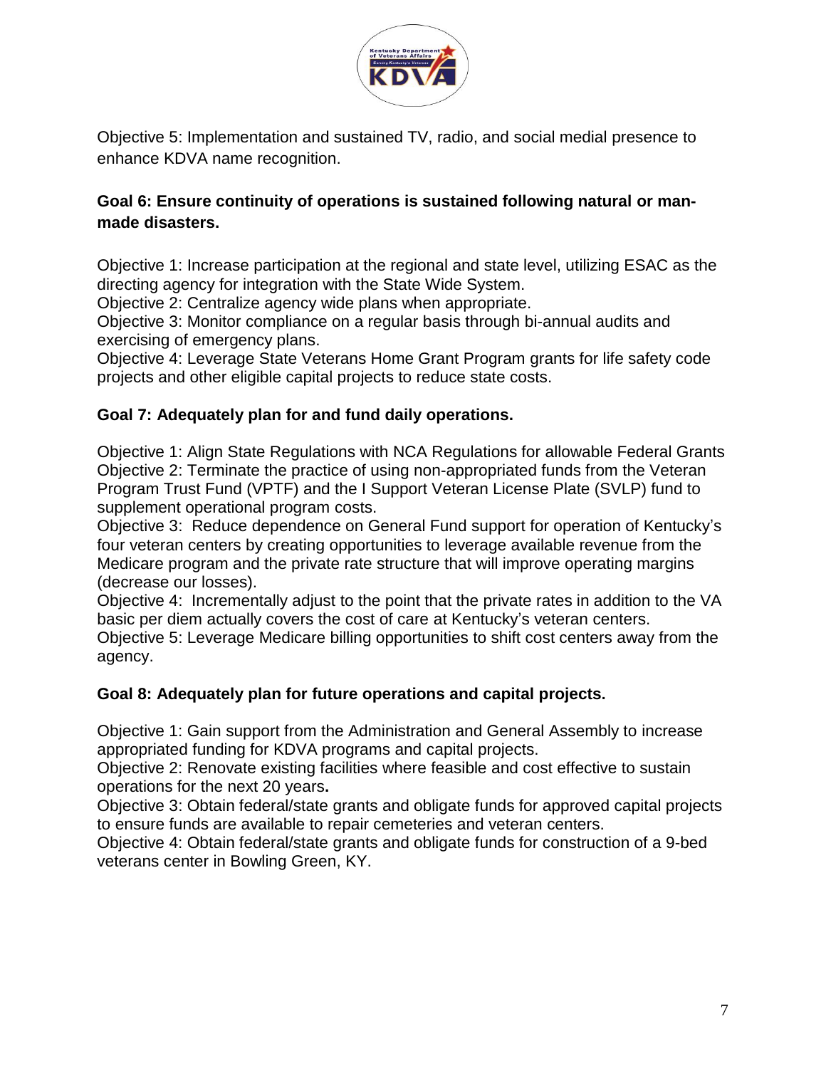Objective 5: Implementation and sustained TV, radio, and social medial presence to enhance KDVA name recognition.

**Goal 6: Ensure continuity of operations is sustained following natural or man-made disasters.**

Objective 1: Increase participation at the regional and state level, utilizing ESAC as the directing agency for integration with the State Wide System.
Objective 2: Centralize agency wide plans when appropriate.
Objective 3: Monitor compliance on a regular basis through bi-annual audits and exercising of emergency plans.
Objective 4: Leverage State Veterans Home Grant Program grants for life safety code projects and other eligible capital projects to reduce state costs.

**Goal 7: Adequately plan for and fund daily operations.**

Objective 1: Align State Regulations with NCA Regulations for allowable Federal Grants
Objective 2: Terminate the practice of using non-appropriated funds from the Veteran Program Trust Fund (VPTF) and the I Support Veteran License Plate (SVLP) fund to supplement operational program costs.
Objective 3: Reduce dependence on General Fund support for operation of Kentucky's four veteran centers by creating opportunities to leverage available revenue from the Medicare program and the private rate structure that will improve operating margins (decrease our losses).
Objective 4: Incrementally adjust to the point that the private rates in addition to the VA basic per diem actually covers the cost of care at Kentucky's veteran centers.
Objective 5: Leverage Medicare billing opportunities to shift cost centers away from the agency.

**Goal 8: Adequately plan for future operations and capital projects.**

Objective 1: Gain support from the Administration and General Assembly to increase appropriated funding for KDVA programs and capital projects.
Objective 2: Renovate existing facilities where feasible and cost effective to sustain operations for the next 20 years**.**
Objective 3: Obtain federal/state grants and obligate funds for approved capital projects to ensure funds are available to repair cemeteries and veteran centers.
Objective 4: Obtain federal/state grants and obligate funds for construction of a 9-bed veterans center in Bowling Green, KY.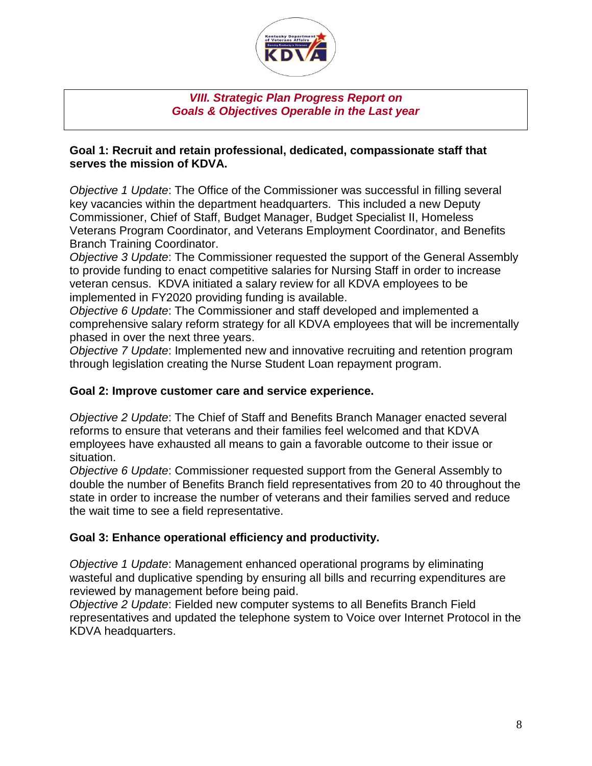## *VIII. Strategic Plan Progress Report on Goals & Objectives Operable in the Last year*

**Goal 1: Recruit and retain professional, dedicated, compassionate staff that serves the mission of KDVA.**

*Objective 1 Update*: The Office of the Commissioner was successful in filling several key vacancies within the department headquarters. This included a new Deputy Commissioner, Chief of Staff, Budget Manager, Budget Specialist II, Homeless Veterans Program Coordinator, and Veterans Employment Coordinator, and Benefits Branch Training Coordinator.

*Objective 3 Update*: The Commissioner requested the support of the General Assembly to provide funding to enact competitive salaries for Nursing Staff in order to increase veteran census. KDVA initiated a salary review for all KDVA employees to be implemented in FY2020 providing funding is available.

*Objective 6 Update*: The Commissioner and staff developed and implemented a comprehensive salary reform strategy for all KDVA employees that will be incrementally phased in over the next three years.

*Objective 7 Update*: Implemented new and innovative recruiting and retention program through legislation creating the Nurse Student Loan repayment program.

**Goal 2: Improve customer care and service experience.**

*Objective 2 Update*: The Chief of Staff and Benefits Branch Manager enacted several reforms to ensure that veterans and their families feel welcomed and that KDVA employees have exhausted all means to gain a favorable outcome to their issue or situation.

*Objective 6 Update*: Commissioner requested support from the General Assembly to double the number of Benefits Branch field representatives from 20 to 40 throughout the state in order to increase the number of veterans and their families served and reduce the wait time to see a field representative.

**Goal 3: Enhance operational efficiency and productivity.**

*Objective 1 Update*: Management enhanced operational programs by eliminating wasteful and duplicative spending by ensuring all bills and recurring expenditures are reviewed by management before being paid.

*Objective 2 Update*: Fielded new computer systems to all Benefits Branch Field representatives and updated the telephone system to Voice over Internet Protocol in the KDVA headquarters.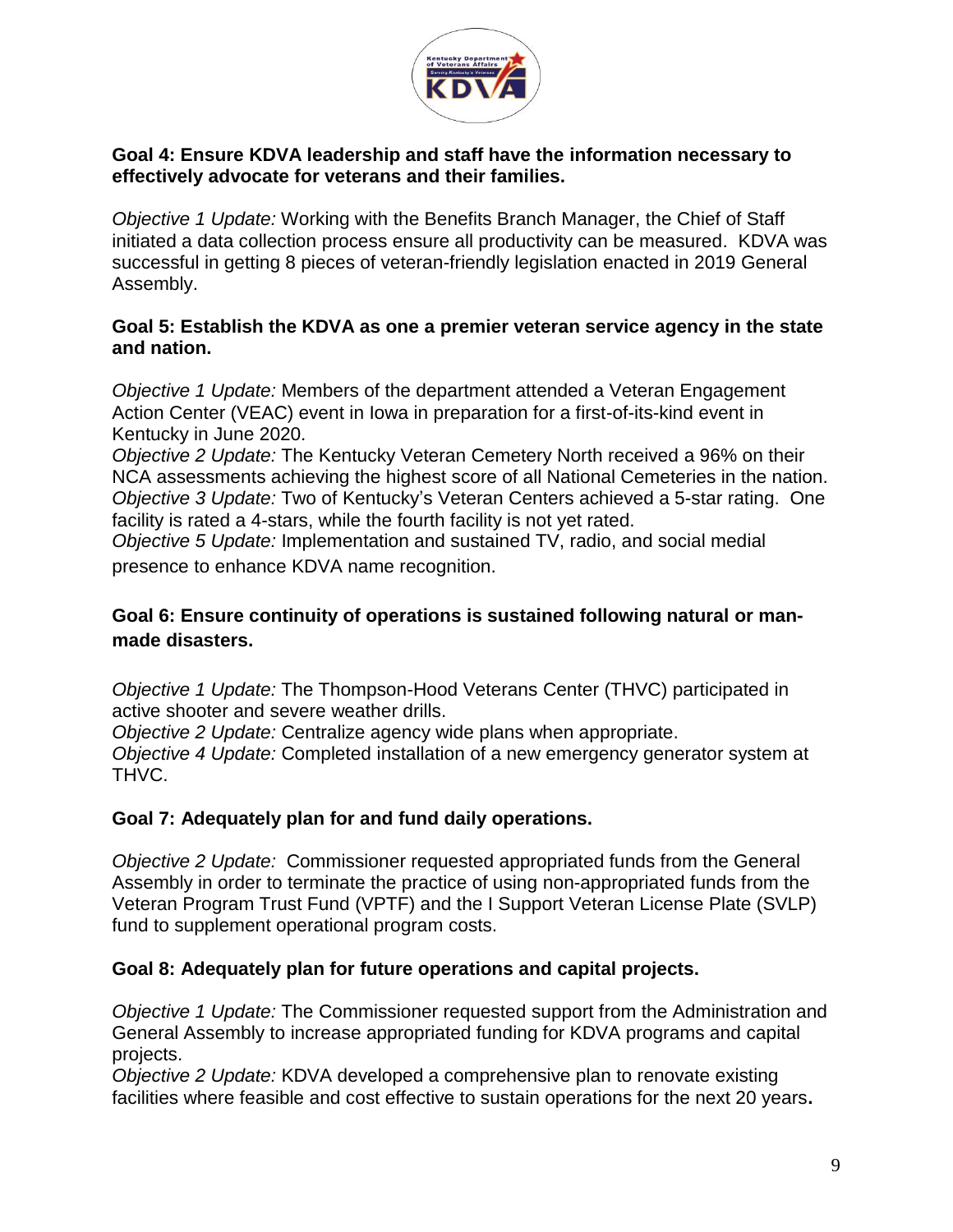**Goal 4: Ensure KDVA leadership and staff have the information necessary to effectively advocate for veterans and their families.**

*Objective 1 Update:* Working with the Benefits Branch Manager, the Chief of Staff initiated a data collection process ensure all productivity can be measured. KDVA was successful in getting 8 pieces of veteran-friendly legislation enacted in 2019 General Assembly.

**Goal 5: Establish the KDVA as one a premier veteran service agency in the state and nation.**

*Objective 1 Update:* Members of the department attended a Veteran Engagement Action Center (VEAC) event in Iowa in preparation for a first-of-its-kind event in Kentucky in June 2020.
*Objective 2 Update:* The Kentucky Veteran Cemetery North received a 96% on their NCA assessments achieving the highest score of all National Cemeteries in the nation.
*Objective 3 Update:* Two of Kentucky's Veteran Centers achieved a 5-star rating. One facility is rated a 4-stars, while the fourth facility is not yet rated.
*Objective 5 Update:* Implementation and sustained TV, radio, and social medial presence to enhance KDVA name recognition.

**Goal 6: Ensure continuity of operations is sustained following natural or man-made disasters.**

*Objective 1 Update:* The Thompson-Hood Veterans Center (THVC) participated in active shooter and severe weather drills.
*Objective 2 Update:* Centralize agency wide plans when appropriate.
*Objective 4 Update:* Completed installation of a new emergency generator system at THVC.

**Goal 7: Adequately plan for and fund daily operations.**

*Objective 2 Update:* Commissioner requested appropriated funds from the General Assembly in order to terminate the practice of using non-appropriated funds from the Veteran Program Trust Fund (VPTF) and the I Support Veteran License Plate (SVLP) fund to supplement operational program costs.

**Goal 8: Adequately plan for future operations and capital projects.**

*Objective 1 Update:* The Commissioner requested support from the Administration and General Assembly to increase appropriated funding for KDVA programs and capital projects.
*Objective 2 Update:* KDVA developed a comprehensive plan to renovate existing facilities where feasible and cost effective to sustain operations for the next 20 years**.**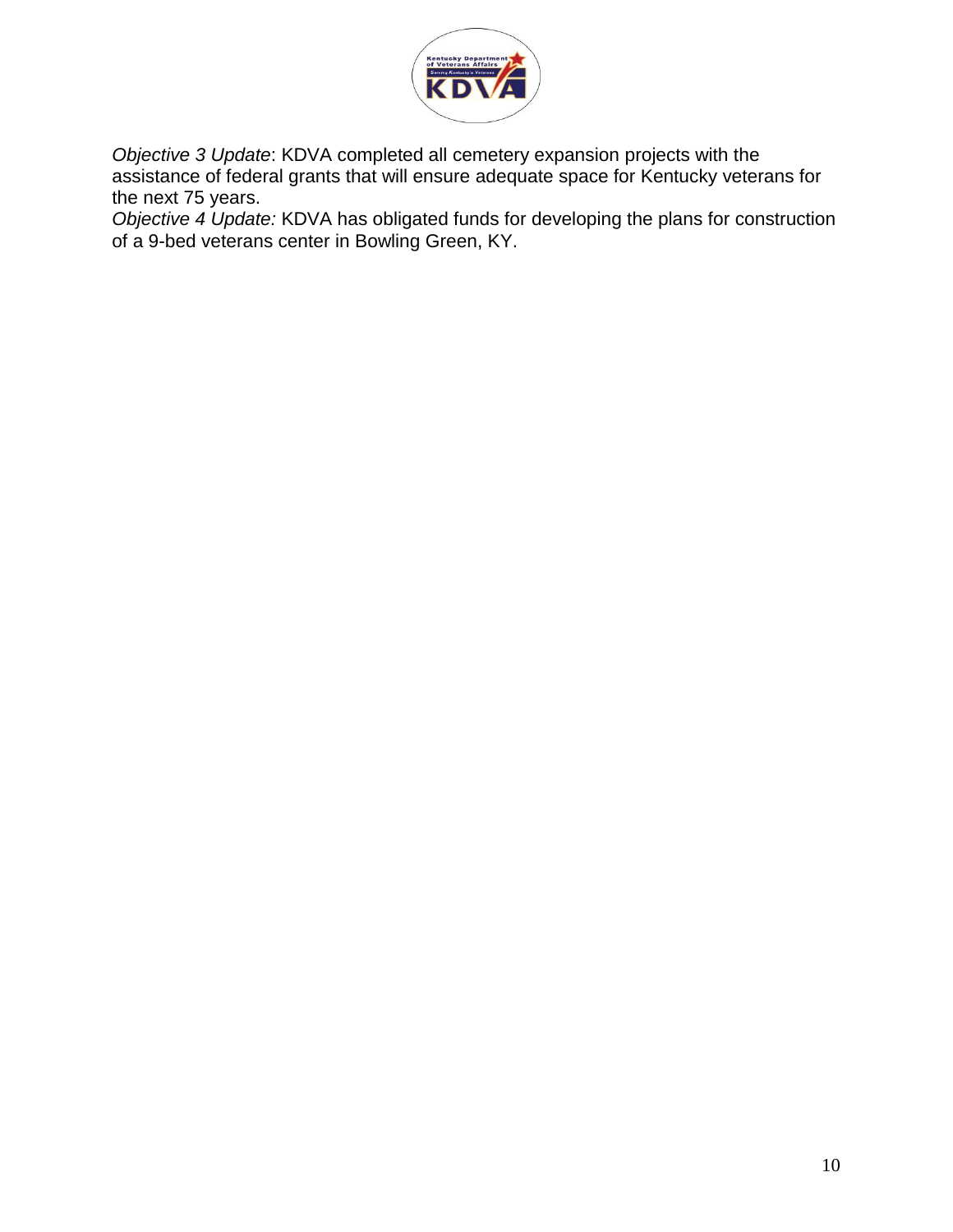*Objective 3 Update*: KDVA completed all cemetery expansion projects with the assistance of federal grants that will ensure adequate space for Kentucky veterans for the next 75 years.

*Objective 4 Update:* KDVA has obligated funds for developing the plans for construction of a 9-bed veterans center in Bowling Green, KY.